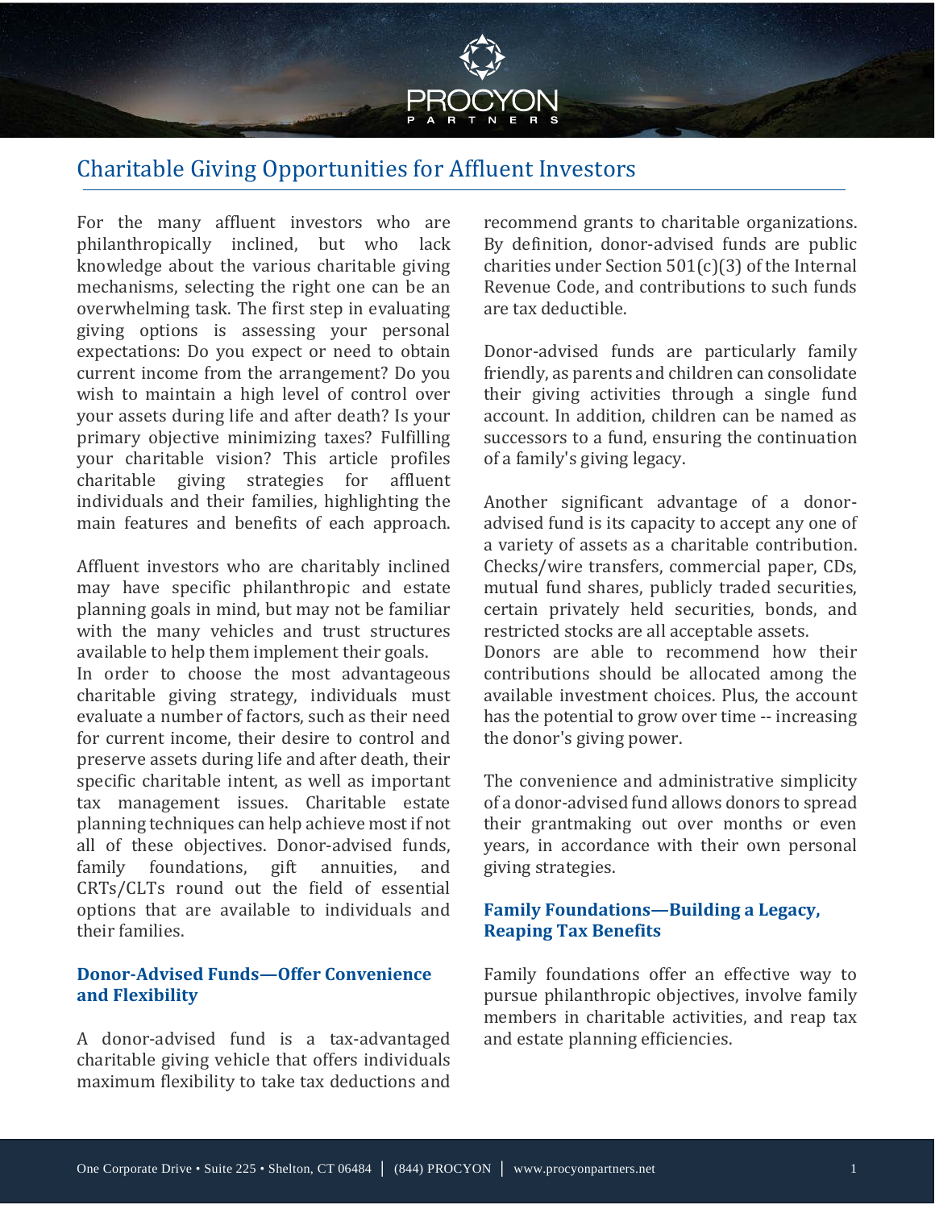# Charitable Giving Opportunities for Affluent Investors

For the many affluent investors who are philanthropically inclined, but who lack knowledge about the various charitable giving mechanisms, selecting the right one can be an overwhelming task. The first step in evaluating giving options is assessing your personal expectations: Do you expect or need to obtain current income from the arrangement? Do you wish to maintain a high level of control over your assets during life and after death? Is your primary objective minimizing taxes? Fulfilling your charitable vision? This article profiles charitable giving strategies for affluent individuals and their families, highlighting the main features and benefits of each approach.

Affluent investors who are charitably inclined may have specific philanthropic and estate planning goals in mind, but may not be familiar with the many vehicles and trust structures available to help them implement their goals.

In order to choose the most advantageous charitable giving strategy, individuals must evaluate a number of factors, such as their need for current income, their desire to control and preserve assets during life and after death, their specific charitable intent, as well as important tax management issues. Charitable estate planning techniques can help achieve most if not all of these objectives. Donor-advised funds, family foundations, gift annuities, and CRTs/CLTs round out the field of essential options that are available to individuals and their families.

## Donor-Advised Funds—Offer Convenience and Flexibility

A donor-advised fund is a tax-advantaged charitable giving vehicle that offers individuals maximum flexibility to take tax deductions and recommend grants to charitable organizations. By definition, donor-advised funds are public charities under Section 501(c)(3) of the Internal Revenue Code, and contributions to such funds are tax deductible.

Donor-advised funds are particularly family friendly, as parents and children can consolidate their giving activities through a single fund account. In addition, children can be named as successors to a fund, ensuring the continuation of a family's giving legacy.

Another significant advantage of a donor-advised fund is its capacity to accept any one of a variety of assets as a charitable contribution. Checks/wire transfers, commercial paper, CDs, mutual fund shares, publicly traded securities, certain privately held securities, bonds, and restricted stocks are all acceptable assets.

Donors are able to recommend how their contributions should be allocated among the available investment choices. Plus, the account has the potential to grow over time -- increasing the donor's giving power.

The convenience and administrative simplicity of a donor-advised fund allows donors to spread their grantmaking out over months or even years, in accordance with their own personal giving strategies.

## Family Foundations—Building a Legacy, Reaping Tax Benefits

Family foundations offer an effective way to pursue philanthropic objectives, involve family members in charitable activities, and reap tax and estate planning efficiencies.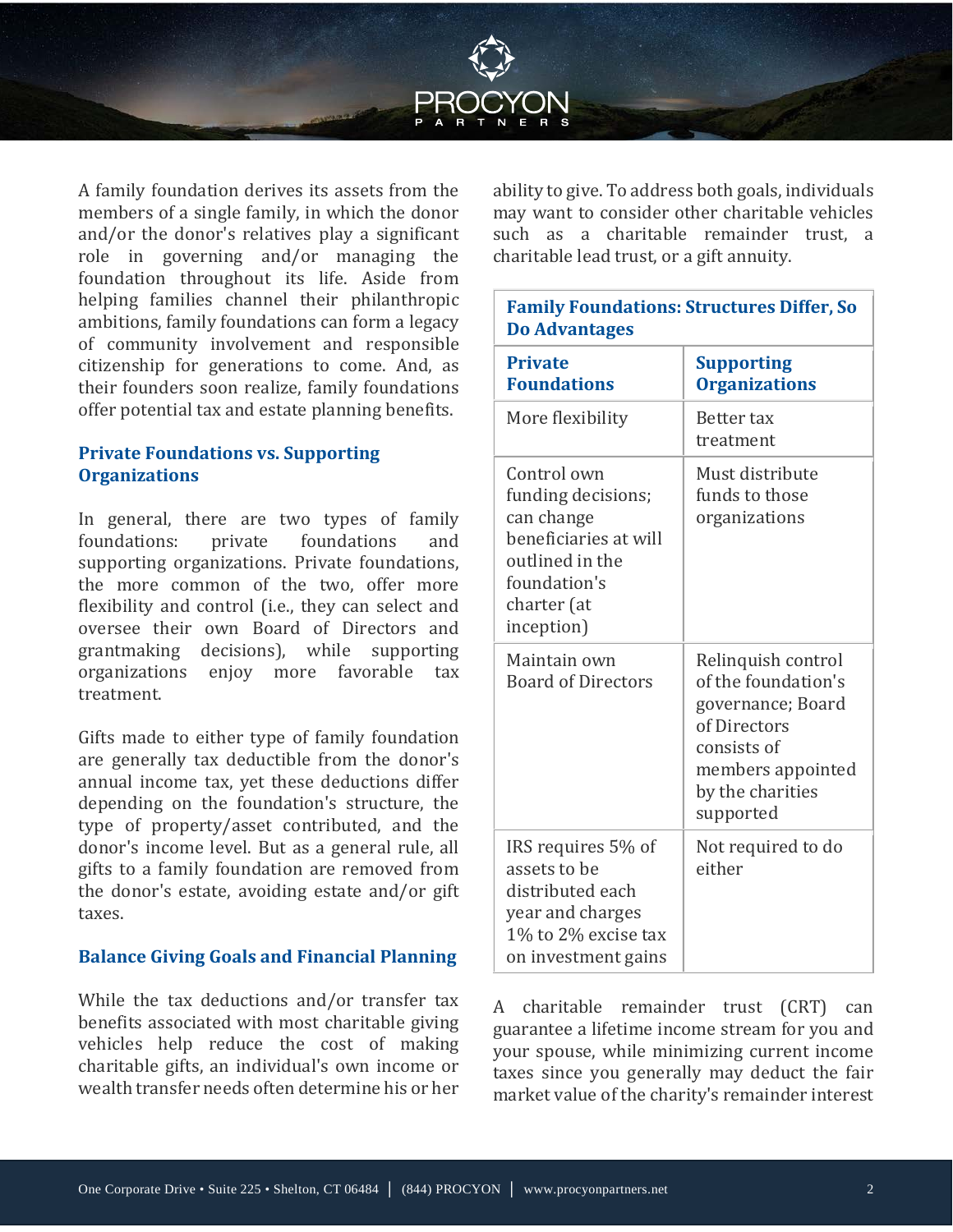A family foundation derives its assets from the members of a single family, in which the donor and/or the donor's relatives play a significant role in governing and/or managing the foundation throughout its life. Aside from helping families channel their philanthropic ambitions, family foundations can form a legacy of community involvement and responsible citizenship for generations to come. And, as their founders soon realize, family foundations offer potential tax and estate planning benefits.

## Private Foundations vs. Supporting Organizations

In general, there are two types of family foundations: private foundations and supporting organizations. Private foundations, the more common of the two, offer more flexibility and control (i.e., they can select and oversee their own Board of Directors and grantmaking decisions), while supporting organizations enjoy more favorable tax treatment.

Gifts made to either type of family foundation are generally tax deductible from the donor's annual income tax, yet these deductions differ depending on the foundation's structure, the type of property/asset contributed, and the donor's income level. But as a general rule, all gifts to a family foundation are removed from the donor's estate, avoiding estate and/or gift taxes.

## Balance Giving Goals and Financial Planning

While the tax deductions and/or transfer tax benefits associated with most charitable giving vehicles help reduce the cost of making charitable gifts, an individual's own income or wealth transfer needs often determine his or her ability to give. To address both goals, individuals may want to consider other charitable vehicles such as a charitable remainder trust, a charitable lead trust, or a gift annuity.

**Family Foundations: Structures Differ, So Do Advantages**

| Private Foundations | Supporting Organizations |
|---|---|
| More flexibility | Better tax treatment |
| Control own funding decisions; can change beneficiaries at will outlined in the foundation's charter (at inception) | Must distribute funds to those organizations |
| Maintain own Board of Directors | Relinquish control of the foundation's governance; Board of Directors consists of members appointed by the charities supported |
| IRS requires 5% of assets to be distributed each year and charges 1% to 2% excise tax on investment gains | Not required to do either |

A charitable remainder trust (CRT) can guarantee a lifetime income stream for you and your spouse, while minimizing current income taxes since you generally may deduct the fair market value of the charity's remainder interest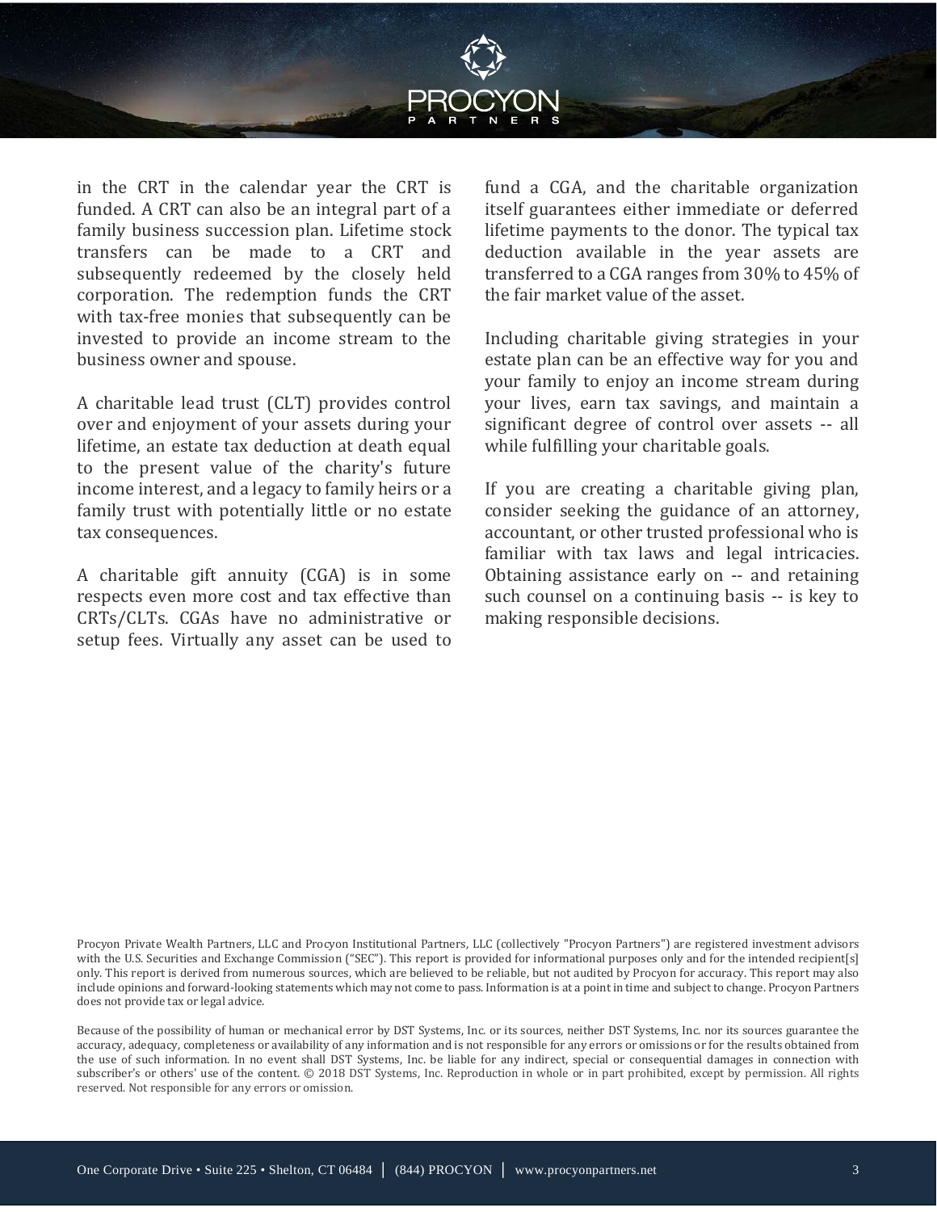in the CRT in the calendar year the CRT is funded. A CRT can also be an integral part of a family business succession plan. Lifetime stock transfers can be made to a CRT and subsequently redeemed by the closely held corporation. The redemption funds the CRT with tax-free monies that subsequently can be invested to provide an income stream to the business owner and spouse.

A charitable lead trust (CLT) provides control over and enjoyment of your assets during your lifetime, an estate tax deduction at death equal to the present value of the charity's future income interest, and a legacy to family heirs or a family trust with potentially little or no estate tax consequences.

A charitable gift annuity (CGA) is in some respects even more cost and tax effective than CRTs/CLTs. CGAs have no administrative or setup fees. Virtually any asset can be used to fund a CGA, and the charitable organization itself guarantees either immediate or deferred lifetime payments to the donor. The typical tax deduction available in the year assets are transferred to a CGA ranges from 30% to 45% of the fair market value of the asset.

Including charitable giving strategies in your estate plan can be an effective way for you and your family to enjoy an income stream during your lives, earn tax savings, and maintain a significant degree of control over assets -- all while fulfilling your charitable goals.

If you are creating a charitable giving plan, consider seeking the guidance of an attorney, accountant, or other trusted professional who is familiar with tax laws and legal intricacies. Obtaining assistance early on -- and retaining such counsel on a continuing basis -- is key to making responsible decisions.

Procyon Private Wealth Partners, LLC and Procyon Institutional Partners, LLC (collectively "Procyon Partners") are registered investment advisors with the U.S. Securities and Exchange Commission ("SEC"). This report is provided for informational purposes only and for the intended recipient[s] only. This report is derived from numerous sources, which are believed to be reliable, but not audited by Procyon for accuracy. This report may also include opinions and forward-looking statements which may not come to pass. Information is at a point in time and subject to change. Procyon Partners does not provide tax or legal advice.

Because of the possibility of human or mechanical error by DST Systems, Inc. or its sources, neither DST Systems, Inc. nor its sources guarantee the accuracy, adequacy, completeness or availability of any information and is not responsible for any errors or omissions or for the results obtained from the use of such information. In no event shall DST Systems, Inc. be liable for any indirect, special or consequential damages in connection with subscriber's or others' use of the content. © 2018 DST Systems, Inc. Reproduction in whole or in part prohibited, except by permission. All rights reserved. Not responsible for any errors or omission.